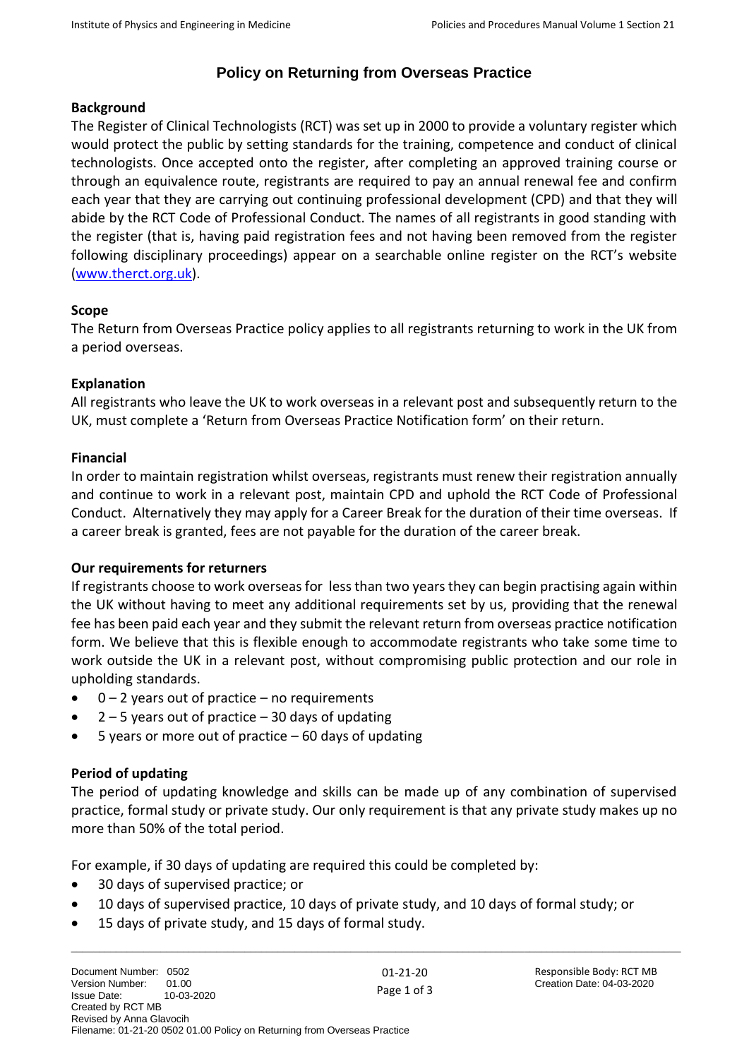# Policy on Returning from Overseas Practice

## Background

The Register of Clinical Technologists (RCT) was set up in 2000 to provide a voluntary register which would protect the public by setting standards for the training, competence and conduct of clinical technologists. Once accepted onto the register, after completing an approved training course or through an equivalence route, registrants are required to pay an annual renewal fee and confirm each year that they are carrying out continuing professional development (CPD) and that they will abide by the RCT Code of Professional Conduct. The names of all registrants in good standing with the register (that is, having paid registration fees and not having been removed from the register following disciplinary proceedings) appear on a searchable online register on the RCT's website (www.therct.org.uk).

## Scope

The Return from Overseas Practice policy applies to all registrants returning to work in the UK from a period overseas.

## Explanation

All registrants who leave the UK to work overseas in a relevant post and subsequently return to the UK, must complete a 'Return from Overseas Practice Notification form' on their return.

## Financial

In order to maintain registration whilst overseas, registrants must renew their registration annually and continue to work in a relevant post, maintain CPD and uphold the RCT Code of Professional Conduct. Alternatively they may apply for a Career Break for the duration of their time overseas. If a career break is granted, fees are not payable for the duration of the career break.

## Our requirements for returners

If registrants choose to work overseas for less than two years they can begin practising again within the UK without having to meet any additional requirements set by us, providing that the renewal fee has been paid each year and they submit the relevant return from overseas practice notification form. We believe that this is flexible enough to accommodate registrants who take some time to work outside the UK in a relevant post, without compromising public protection and our role in upholding standards.

- 0 – 2 years out of practice – no requirements
- 2 – 5 years out of practice – 30 days of updating
- 5 years or more out of practice – 60 days of updating

## Period of updating

The period of updating knowledge and skills can be made up of any combination of supervised practice, formal study or private study. Our only requirement is that any private study makes up no more than 50% of the total period.

For example, if 30 days of updating are required this could be completed by:

- 30 days of supervised practice; or
- 10 days of supervised practice, 10 days of private study, and 10 days of formal study; or
- 15 days of private study, and 15 days of formal study.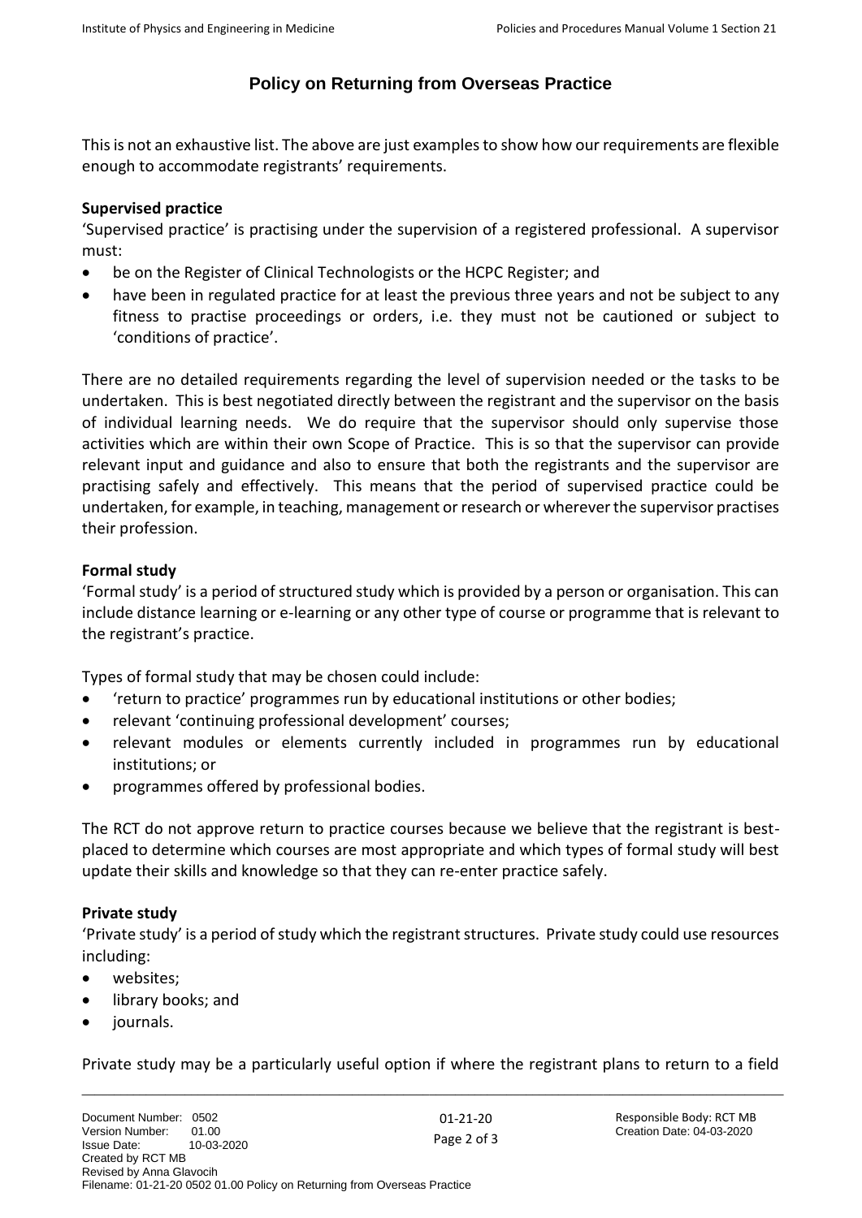This is not an exhaustive list. The above are just examples to show how our requirements are flexible enough to accommodate registrants' requirements.

**Supervised practice**

'Supervised practice' is practising under the supervision of a registered professional. A supervisor must:

- be on the Register of Clinical Technologists or the HCPC Register; and
- have been in regulated practice for at least the previous three years and not be subject to any fitness to practise proceedings or orders, i.e. they must not be cautioned or subject to 'conditions of practice'.

There are no detailed requirements regarding the level of supervision needed or the tasks to be undertaken. This is best negotiated directly between the registrant and the supervisor on the basis of individual learning needs. We do require that the supervisor should only supervise those activities which are within their own Scope of Practice. This is so that the supervisor can provide relevant input and guidance and also to ensure that both the registrants and the supervisor are practising safely and effectively. This means that the period of supervised practice could be undertaken, for example, in teaching, management or research or wherever the supervisor practises their profession.

**Formal study**

'Formal study' is a period of structured study which is provided by a person or organisation. This can include distance learning or e-learning or any other type of course or programme that is relevant to the registrant's practice.

Types of formal study that may be chosen could include:

- 'return to practice' programmes run by educational institutions or other bodies;
- relevant 'continuing professional development' courses;
- relevant modules or elements currently included in programmes run by educational institutions; or
- programmes offered by professional bodies.

The RCT do not approve return to practice courses because we believe that the registrant is best-placed to determine which courses are most appropriate and which types of formal study will best update their skills and knowledge so that they can re-enter practice safely.

**Private study**

'Private study' is a period of study which the registrant structures. Private study could use resources including:

- websites;
- library books; and
- journals.

Private study may be a particularly useful option if where the registrant plans to return to a field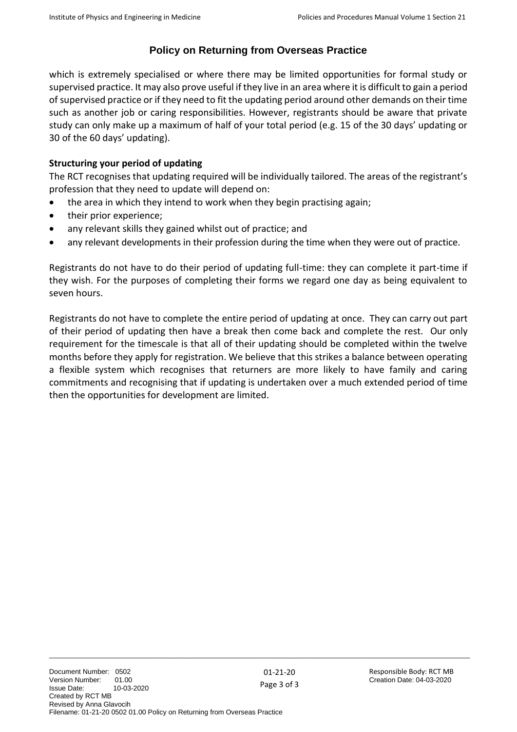which is extremely specialised or where there may be limited opportunities for formal study or supervised practice. It may also prove useful if they live in an area where it is difficult to gain a period of supervised practice or if they need to fit the updating period around other demands on their time such as another job or caring responsibilities. However, registrants should be aware that private study can only make up a maximum of half of your total period (e.g. 15 of the 30 days' updating or 30 of the 60 days' updating).

**Structuring your period of updating**

The RCT recognises that updating required will be individually tailored. The areas of the registrant's profession that they need to update will depend on:

- the area in which they intend to work when they begin practising again;
- their prior experience;
- any relevant skills they gained whilst out of practice; and
- any relevant developments in their profession during the time when they were out of practice.

Registrants do not have to do their period of updating full-time: they can complete it part-time if they wish. For the purposes of completing their forms we regard one day as being equivalent to seven hours.

Registrants do not have to complete the entire period of updating at once. They can carry out part of their period of updating then have a break then come back and complete the rest. Our only requirement for the timescale is that all of their updating should be completed within the twelve months before they apply for registration. We believe that this strikes a balance between operating a flexible system which recognises that returners are more likely to have family and caring commitments and recognising that if updating is undertaken over a much extended period of time then the opportunities for development are limited.